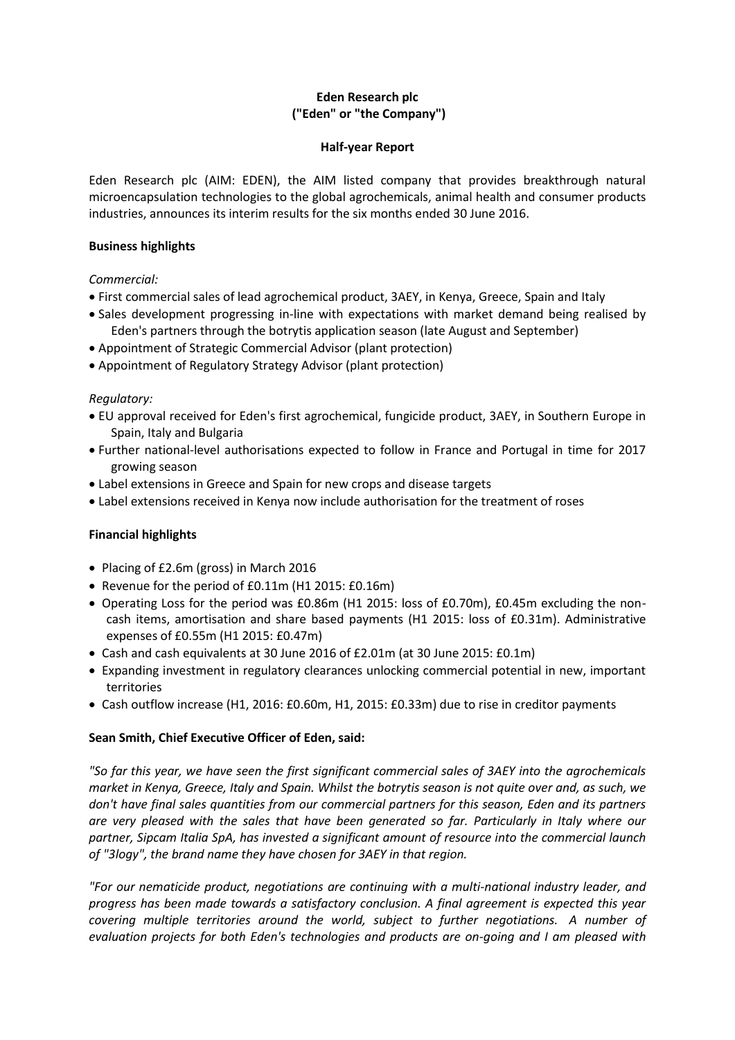**Eden Research plc**
**("Eden" or "the Company")**

**Half-year Report**

Eden Research plc (AIM: EDEN), the AIM listed company that provides breakthrough natural microencapsulation technologies to the global agrochemicals, animal health and consumer products industries, announces its interim results for the six months ended 30 June 2016.

**Business highlights**

*Commercial:*

- First commercial sales of lead agrochemical product, 3AEY, in Kenya, Greece, Spain and Italy
- Sales development progressing in-line with expectations with market demand being realised by Eden's partners through the botrytis application season (late August and September)
- Appointment of Strategic Commercial Advisor (plant protection)
- Appointment of Regulatory Strategy Advisor (plant protection)

*Regulatory:*

- EU approval received for Eden's first agrochemical, fungicide product, 3AEY, in Southern Europe in Spain, Italy and Bulgaria
- Further national-level authorisations expected to follow in France and Portugal in time for 2017 growing season
- Label extensions in Greece and Spain for new crops and disease targets
- Label extensions received in Kenya now include authorisation for the treatment of roses

**Financial highlights**

- Placing of £2.6m (gross) in March 2016
- Revenue for the period of £0.11m (H1 2015: £0.16m)
- Operating Loss for the period was £0.86m (H1 2015: loss of £0.70m), £0.45m excluding the non-cash items, amortisation and share based payments (H1 2015: loss of £0.31m). Administrative expenses of £0.55m (H1 2015: £0.47m)
- Cash and cash equivalents at 30 June 2016 of £2.01m (at 30 June 2015: £0.1m)
- Expanding investment in regulatory clearances unlocking commercial potential in new, important territories
- Cash outflow increase (H1, 2016: £0.60m, H1, 2015: £0.33m) due to rise in creditor payments

**Sean Smith, Chief Executive Officer of Eden, said:**

*"So far this year, we have seen the first significant commercial sales of 3AEY into the agrochemicals market in Kenya, Greece, Italy and Spain. Whilst the botrytis season is not quite over and, as such, we don't have final sales quantities from our commercial partners for this season, Eden and its partners are very pleased with the sales that have been generated so far. Particularly in Italy where our partner, Sipcam Italia SpA, has invested a significant amount of resource into the commercial launch of "3logy", the brand name they have chosen for 3AEY in that region.*

*"For our nematicide product, negotiations are continuing with a multi-national industry leader, and progress has been made towards a satisfactory conclusion. A final agreement is expected this year covering multiple territories around the world, subject to further negotiations. A number of evaluation projects for both Eden's technologies and products are on-going and I am pleased with*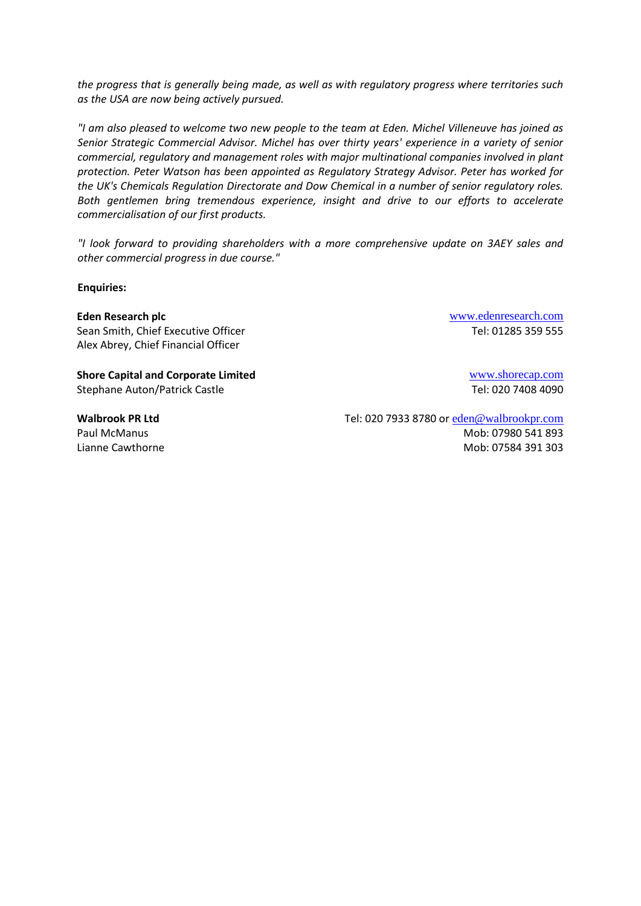*the progress that is generally being made, as well as with regulatory progress where territories such as the USA are now being actively pursued.*

*"I am also pleased to welcome two new people to the team at Eden. Michel Villeneuve has joined as Senior Strategic Commercial Advisor. Michel has over thirty years' experience in a variety of senior commercial, regulatory and management roles with major multinational companies involved in plant protection. Peter Watson has been appointed as Regulatory Strategy Advisor. Peter has worked for the UK's Chemicals Regulation Directorate and Dow Chemical in a number of senior regulatory roles. Both gentlemen bring tremendous experience, insight and drive to our efforts to accelerate commercialisation of our first products.*

*"I look forward to providing shareholders with a more comprehensive update on 3AEY sales and other commercial progress in due course."*

**Enquiries:**

**Eden Research plc** — www.edenresearch.com
Sean Smith, Chief Executive Officer — Tel: 01285 359 555
Alex Abrey, Chief Financial Officer

**Shore Capital and Corporate Limited** — www.shorecap.com
Stephane Auton/Patrick Castle — Tel: 020 7408 4090

**Walbrook PR Ltd** — Tel: 020 7933 8780 or eden@walbrookpr.com
Paul McManus — Mob: 07980 541 893
Lianne Cawthorne — Mob: 07584 391 303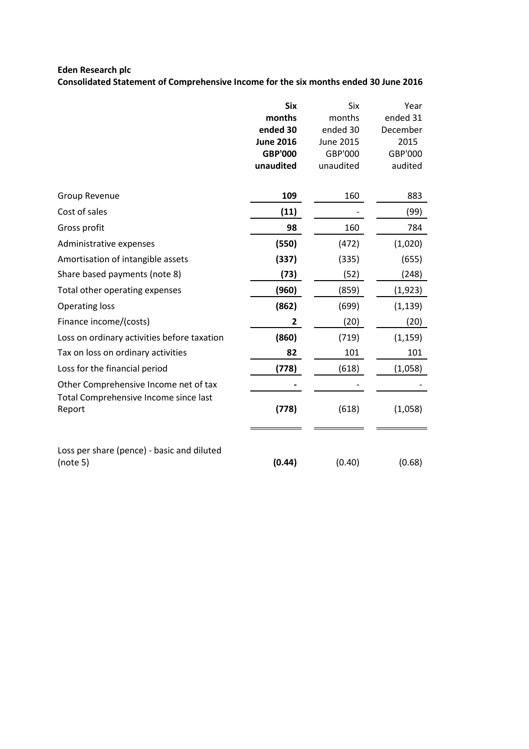**Eden Research plc**

**Consolidated Statement of Comprehensive Income for the six months ended 30 June 2016**

| | **Six months ended 30 June 2016 GBP'000 unaudited** | Six months ended 30 June 2015 GBP'000 unaudited | Year ended 31 December 2015 GBP'000 audited |
|---|---|---|---|
| Group Revenue | **109** | 160 | 883 |
| Cost of sales | **(11)** | - | (99) |
| Gross profit | **98** | 160 | 784 |
| Administrative expenses | **(550)** | (472) | (1,020) |
| Amortisation of intangible assets | **(337)** | (335) | (655) |
| Share based payments (note 8) | **(73)** | (52) | (248) |
| Total other operating expenses | **(960)** | (859) | (1,923) |
| Operating loss | **(862)** | (699) | (1,139) |
| Finance income/(costs) | **2** | (20) | (20) |
| Loss on ordinary activities before taxation | **(860)** | (719) | (1,159) |
| Tax on loss on ordinary activities | **82** | 101 | 101 |
| Loss for the financial period | **(778)** | (618) | (1,058) |
| Other Comprehensive Income net of tax | **-** | - | - |
| Total Comprehensive Income since last Report | **(778)** | (618) | (1,058) |
| Loss per share (pence) - basic and diluted (note 5) | **(0.44)** | (0.40) | (0.68) |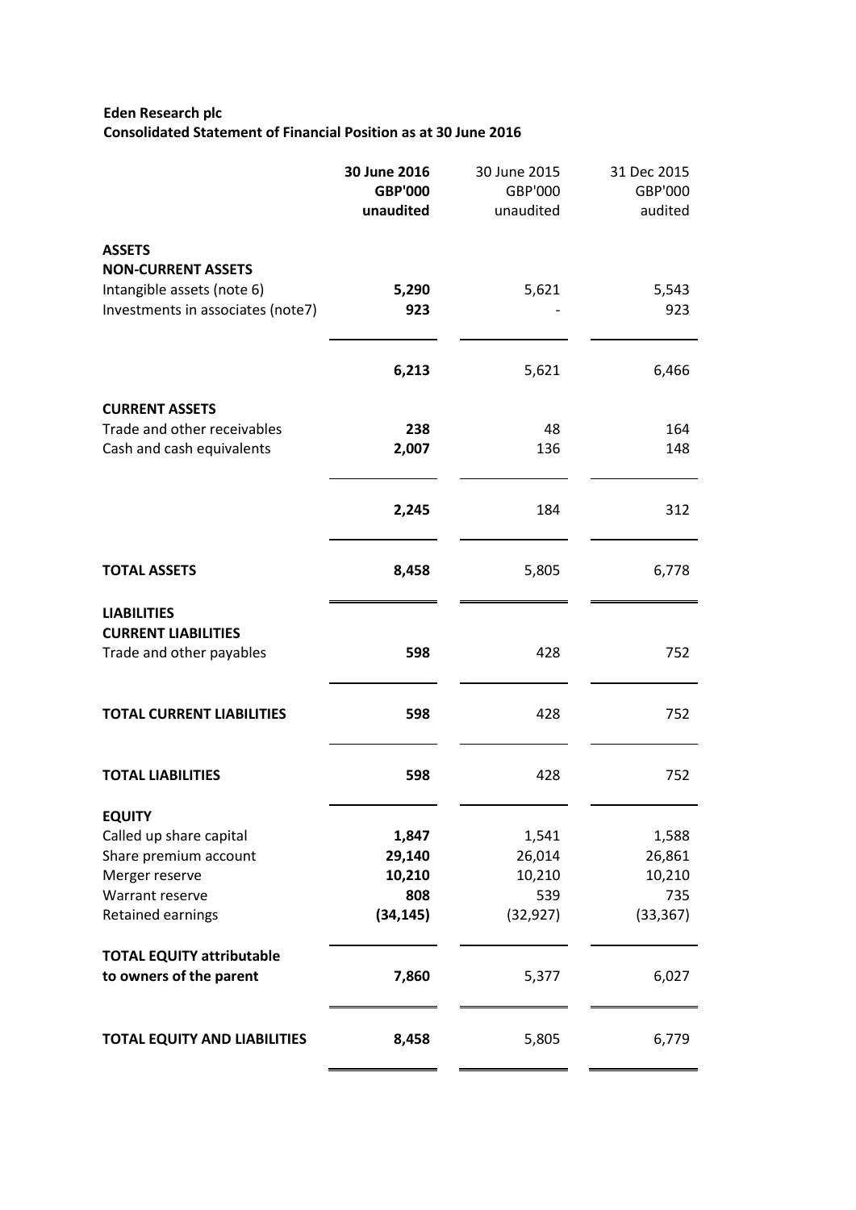**Eden Research plc**
**Consolidated Statement of Financial Position as at 30 June 2016**

| | **30 June 2016 GBP'000 unaudited** | 30 June 2015 GBP'000 unaudited | 31 Dec 2015 GBP'000 audited |
|---|---|---|---|
| **ASSETS** | | | |
| **NON-CURRENT ASSETS** | | | |
| Intangible assets (note 6) | **5,290** | 5,621 | 5,543 |
| Investments in associates (note7) | **923** | - | 923 |
| | **6,213** | 5,621 | 6,466 |
| **CURRENT ASSETS** | | | |
| Trade and other receivables | **238** | 48 | 164 |
| Cash and cash equivalents | **2,007** | 136 | 148 |
| | **2,245** | 184 | 312 |
| **TOTAL ASSETS** | **8,458** | 5,805 | 6,778 |
| **LIABILITIES** | | | |
| **CURRENT LIABILITIES** | | | |
| Trade and other payables | **598** | 428 | 752 |
| **TOTAL CURRENT LIABILITIES** | **598** | 428 | 752 |
| **TOTAL LIABILITIES** | **598** | 428 | 752 |
| **EQUITY** | | | |
| Called up share capital | **1,847** | 1,541 | 1,588 |
| Share premium account | **29,140** | 26,014 | 26,861 |
| Merger reserve | **10,210** | 10,210 | 10,210 |
| Warrant reserve | **808** | 539 | 735 |
| Retained earnings | **(34,145)** | (32,927) | (33,367) |
| **TOTAL EQUITY attributable to owners of the parent** | **7,860** | 5,377 | 6,027 |
| **TOTAL EQUITY AND LIABILITIES** | **8,458** | 5,805 | 6,779 |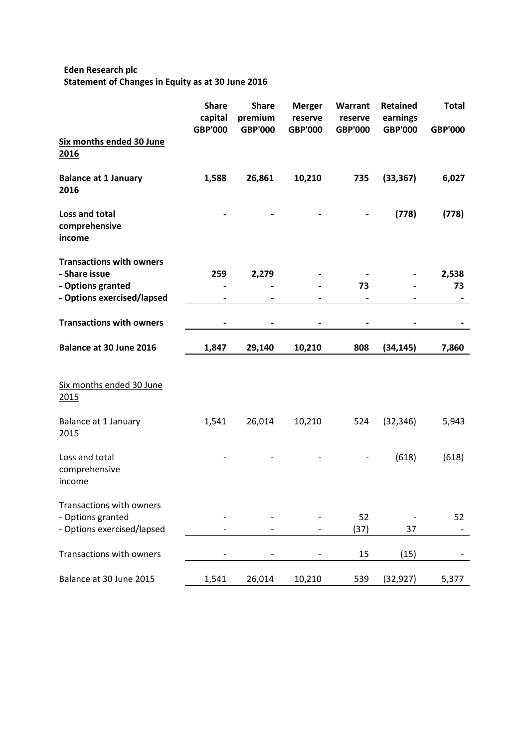**Eden Research plc**
**Statement of Changes in Equity as at 30 June 2016**

| | Share capital GBP'000 | Share premium GBP'000 | Merger reserve GBP'000 | Warrant reserve GBP'000 | Retained earnings GBP'000 | Total GBP'000 |
|---|---|---|---|---|---|---|
| **Six months ended 30 June 2016** | | | | | | |
| **Balance at 1 January 2016** | **1,588** | **26,861** | **10,210** | **735** | **(33,367)** | **6,027** |
| **Loss and total comprehensive income** | **-** | **-** | **-** | **-** | **(778)** | **(778)** |
| **Transactions with owners** | | | | | | |
| **- Share issue** | **259** | **2,279** | **-** | **-** | **-** | **2,538** |
| **- Options granted** | **-** | **-** | **-** | **73** | **-** | **73** |
| **- Options exercised/lapsed** | **-** | **-** | **-** | **-** | **-** | **-** |
| **Transactions with owners** | **-** | **-** | **-** | **-** | **-** | **-** |
| **Balance at 30 June 2016** | **1,847** | **29,140** | **10,210** | **808** | **(34,145)** | **7,860** |
| Six months ended 30 June 2015 | | | | | | |
| Balance at 1 January 2015 | 1,541 | 26,014 | 10,210 | 524 | (32,346) | 5,943 |
| Loss and total comprehensive income | - | - | - | - | (618) | (618) |
| Transactions with owners | | | | | | |
| - Options granted | - | - | - | 52 | - | 52 |
| - Options exercised/lapsed | - | - | - | (37) | 37 | - |
| Transactions with owners | - | - | - | 15 | (15) | - |
| Balance at 30 June 2015 | 1,541 | 26,014 | 10,210 | 539 | (32,927) | 5,377 |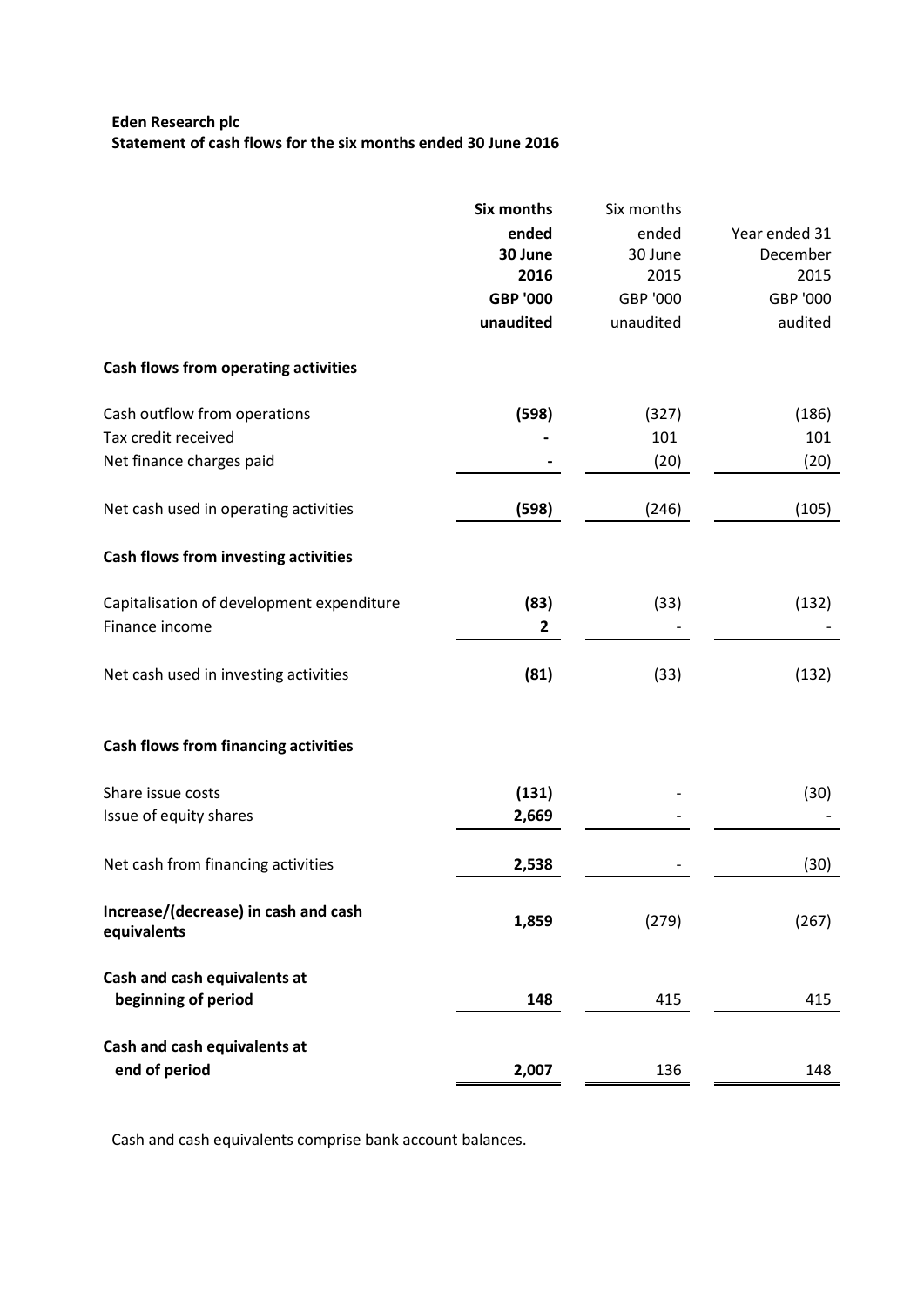**Eden Research plc**
**Statement of cash flows for the six months ended 30 June 2016**

| | **Six months ended 30 June 2016 GBP '000 unaudited** | Six months ended 30 June 2015 GBP '000 unaudited | Year ended 31 December 2015 GBP '000 audited |
|---|---|---|---|
| **Cash flows from operating activities** | | | |
| Cash outflow from operations | **(598)** | (327) | (186) |
| Tax credit received | **-** | 101 | 101 |
| Net finance charges paid | **-** | (20) | (20) |
| Net cash used in operating activities | **(598)** | (246) | (105) |
| **Cash flows from investing activities** | | | |
| Capitalisation of development expenditure | **(83)** | (33) | (132) |
| Finance income | **2** | - | - |
| Net cash used in investing activities | **(81)** | (33) | (132) |
| **Cash flows from financing activities** | | | |
| Share issue costs | **(131)** | - | (30) |
| Issue of equity shares | **2,669** | - | - |
| Net cash from financing activities | **2,538** | - | (30) |
| **Increase/(decrease) in cash and cash equivalents** | **1,859** | (279) | (267) |
| **Cash and cash equivalents at beginning of period** | **148** | 415 | 415 |
| **Cash and cash equivalents at end of period** | **2,007** | 136 | 148 |

Cash and cash equivalents comprise bank account balances.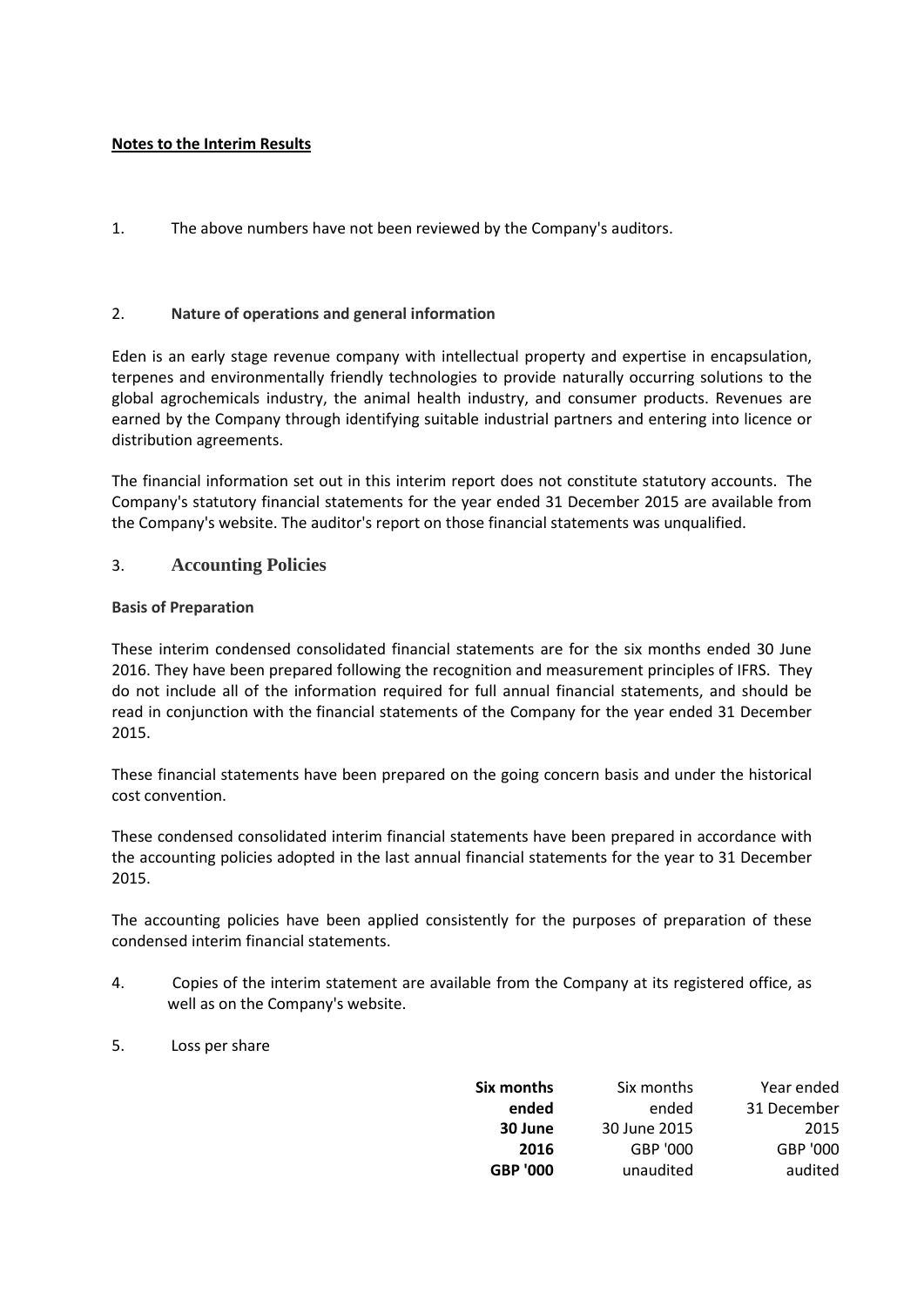**Notes to the Interim Results**

1. The above numbers have not been reviewed by the Company's auditors.

2. **Nature of operations and general information**

Eden is an early stage revenue company with intellectual property and expertise in encapsulation, terpenes and environmentally friendly technologies to provide naturally occurring solutions to the global agrochemicals industry, the animal health industry, and consumer products. Revenues are earned by the Company through identifying suitable industrial partners and entering into licence or distribution agreements.

The financial information set out in this interim report does not constitute statutory accounts. The Company's statutory financial statements for the year ended 31 December 2015 are available from the Company's website. The auditor's report on those financial statements was unqualified.

3. **Accounting Policies**

**Basis of Preparation**

These interim condensed consolidated financial statements are for the six months ended 30 June 2016. They have been prepared following the recognition and measurement principles of IFRS. They do not include all of the information required for full annual financial statements, and should be read in conjunction with the financial statements of the Company for the year ended 31 December 2015.

These financial statements have been prepared on the going concern basis and under the historical cost convention.

These condensed consolidated interim financial statements have been prepared in accordance with the accounting policies adopted in the last annual financial statements for the year to 31 December 2015.

The accounting policies have been applied consistently for the purposes of preparation of these condensed interim financial statements.

4. Copies of the interim statement are available from the Company at its registered office, as well as on the Company's website.

5. Loss per share

| | **Six months ended 30 June 2016 GBP '000** | Six months ended 30 June 2015 GBP '000 unaudited | Year ended 31 December 2015 GBP '000 audited |
|---|---|---|---|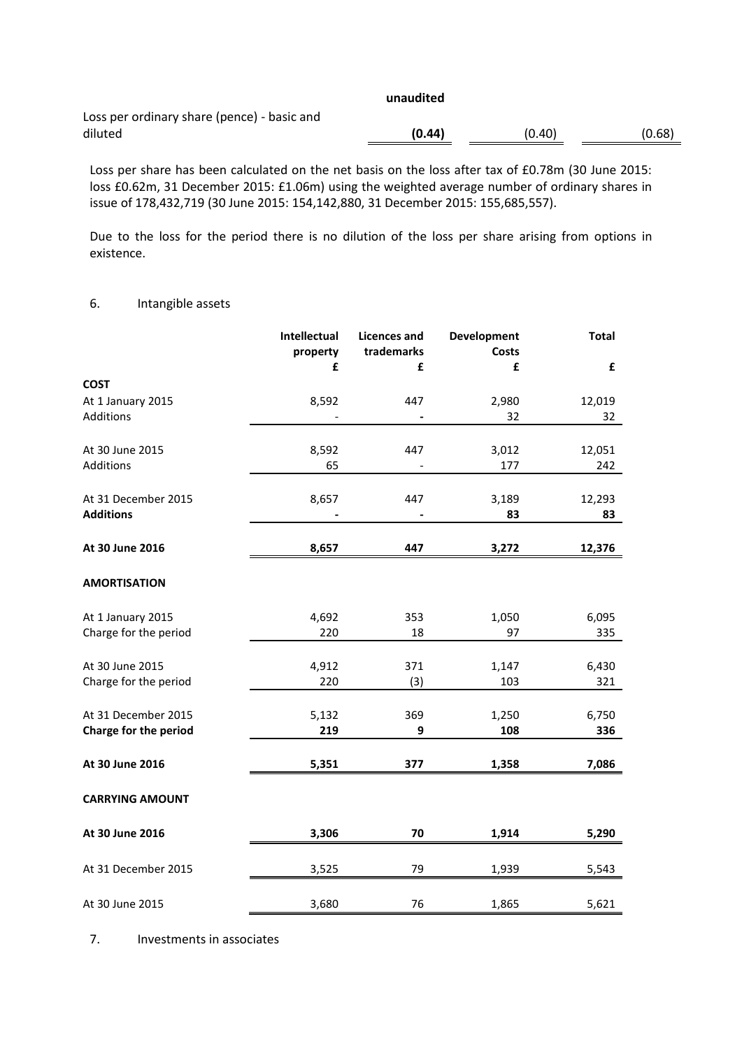| | unaudited | | |
|---|---|---|---|
| Loss per ordinary share (pence) - basic and diluted | **(0.44)** | (0.40) | (0.68) |

Loss per share has been calculated on the net basis on the loss after tax of £0.78m (30 June 2015: loss £0.62m, 31 December 2015: £1.06m) using the weighted average number of ordinary shares in issue of 178,432,719 (30 June 2015: 154,142,880, 31 December 2015: 155,685,557).

Due to the loss for the period there is no dilution of the loss per share arising from options in existence.

6. Intangible assets

| | Intellectual property | Licences and trademarks | Development Costs | Total |
|---|---|---|---|---|
| | £ | £ | £ | £ |
| **COST** | | | | |
| At 1 January 2015 | 8,592 | 447 | 2,980 | 12,019 |
| Additions | - | - | 32 | 32 |
| At 30 June 2015 | 8,592 | 447 | 3,012 | 12,051 |
| Additions | 65 | - | 177 | 242 |
| At 31 December 2015 | 8,657 | 447 | 3,189 | 12,293 |
| **Additions** | **-** | **-** | **83** | **83** |
| **At 30 June 2016** | **8,657** | **447** | **3,272** | **12,376** |
| **AMORTISATION** | | | | |
| At 1 January 2015 | 4,692 | 353 | 1,050 | 6,095 |
| Charge for the period | 220 | 18 | 97 | 335 |
| At 30 June 2015 | 4,912 | 371 | 1,147 | 6,430 |
| Charge for the period | 220 | (3) | 103 | 321 |
| At 31 December 2015 | 5,132 | 369 | 1,250 | 6,750 |
| **Charge for the period** | **219** | **9** | **108** | **336** |
| **At 30 June 2016** | **5,351** | **377** | **1,358** | **7,086** |
| **CARRYING AMOUNT** | | | | |
| **At 30 June 2016** | **3,306** | **70** | **1,914** | **5,290** |
| At 31 December 2015 | 3,525 | 79 | 1,939 | 5,543 |
| At 30 June 2015 | 3,680 | 76 | 1,865 | 5,621 |

7. Investments in associates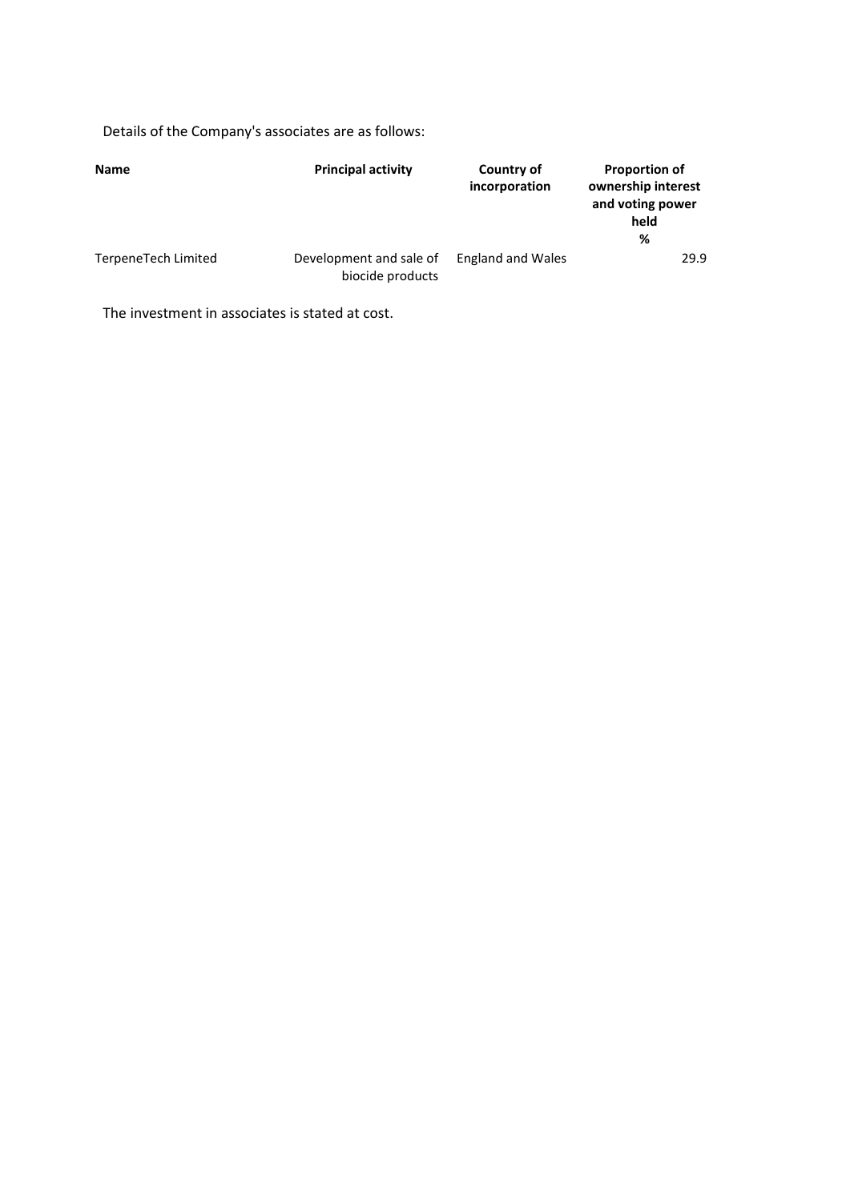Details of the Company's associates are as follows:

| **Name** | **Principal activity** | **Country of incorporation** | **Proportion of ownership interest and voting power held %** |
|---|---|---|---|
| TerpeneTech Limited | Development and sale of biocide products | England and Wales | 29.9 |

The investment in associates is stated at cost.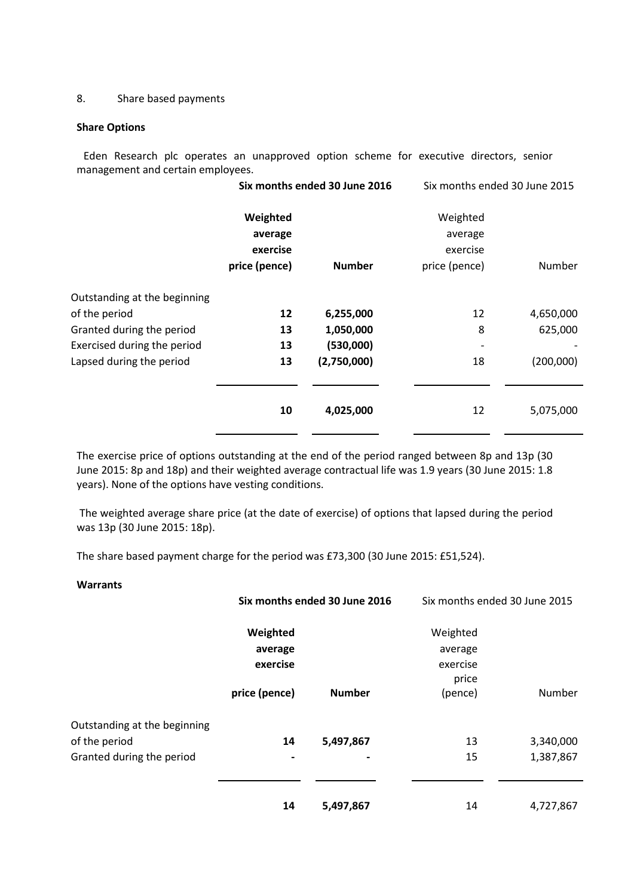8. Share based payments

**Share Options**

Eden Research plc operates an unapproved option scheme for executive directors, senior management and certain employees.

| | **Six months ended 30 June 2016** | | Six months ended 30 June 2015 | |
|---|---|---|---|---|
| | **Weighted average exercise price (pence)** | **Number** | Weighted average exercise price (pence) | Number |
| Outstanding at the beginning of the period | **12** | **6,255,000** | 12 | 4,650,000 |
| Granted during the period | **13** | **1,050,000** | 8 | 625,000 |
| Exercised during the period | **13** | **(530,000)** | - | - |
| Lapsed during the period | **13** | **(2,750,000)** | 18 | (200,000) |
| | **10** | **4,025,000** | 12 | 5,075,000 |

The exercise price of options outstanding at the end of the period ranged between 8p and 13p (30 June 2015: 8p and 18p) and their weighted average contractual life was 1.9 years (30 June 2015: 1.8 years). None of the options have vesting conditions.

The weighted average share price (at the date of exercise) of options that lapsed during the period was 13p (30 June 2015: 18p).

The share based payment charge for the period was £73,300 (30 June 2015: £51,524).

**Warrants**

| | **Six months ended 30 June 2016** | | Six months ended 30 June 2015 | |
|---|---|---|---|---|
| | **Weighted average exercise price (pence)** | **Number** | Weighted average exercise price (pence) | Number |
| Outstanding at the beginning of the period | **14** | **5,497,867** | 13 | 3,340,000 |
| Granted during the period | **-** | **-** | 15 | 1,387,867 |
| | **14** | **5,497,867** | 14 | 4,727,867 |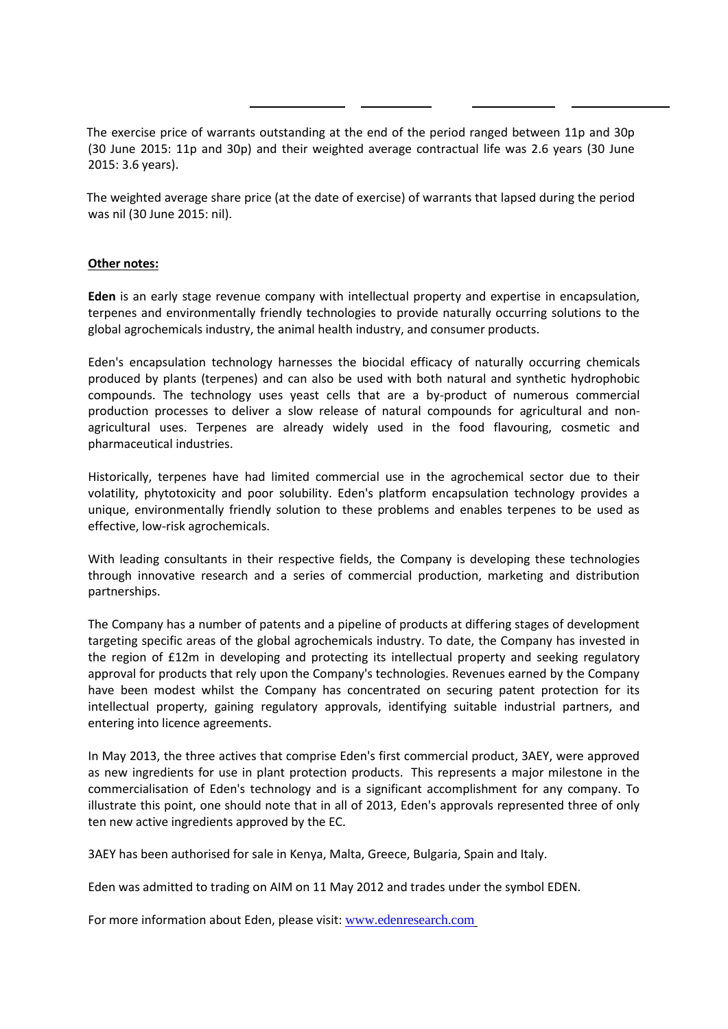The exercise price of warrants outstanding at the end of the period ranged between 11p and 30p (30 June 2015: 11p and 30p) and their weighted average contractual life was 2.6 years (30 June 2015: 3.6 years).

The weighted average share price (at the date of exercise) of warrants that lapsed during the period was nil (30 June 2015: nil).

**Other notes:**

**Eden** is an early stage revenue company with intellectual property and expertise in encapsulation, terpenes and environmentally friendly technologies to provide naturally occurring solutions to the global agrochemicals industry, the animal health industry, and consumer products.

Eden's encapsulation technology harnesses the biocidal efficacy of naturally occurring chemicals produced by plants (terpenes) and can also be used with both natural and synthetic hydrophobic compounds. The technology uses yeast cells that are a by-product of numerous commercial production processes to deliver a slow release of natural compounds for agricultural and non-agricultural uses. Terpenes are already widely used in the food flavouring, cosmetic and pharmaceutical industries.

Historically, terpenes have had limited commercial use in the agrochemical sector due to their volatility, phytotoxicity and poor solubility. Eden's platform encapsulation technology provides a unique, environmentally friendly solution to these problems and enables terpenes to be used as effective, low-risk agrochemicals.

With leading consultants in their respective fields, the Company is developing these technologies through innovative research and a series of commercial production, marketing and distribution partnerships.

The Company has a number of patents and a pipeline of products at differing stages of development targeting specific areas of the global agrochemicals industry. To date, the Company has invested in the region of £12m in developing and protecting its intellectual property and seeking regulatory approval for products that rely upon the Company's technologies. Revenues earned by the Company have been modest whilst the Company has concentrated on securing patent protection for its intellectual property, gaining regulatory approvals, identifying suitable industrial partners, and entering into licence agreements.

In May 2013, the three actives that comprise Eden's first commercial product, 3AEY, were approved as new ingredients for use in plant protection products. This represents a major milestone in the commercialisation of Eden's technology and is a significant accomplishment for any company. To illustrate this point, one should note that in all of 2013, Eden's approvals represented three of only ten new active ingredients approved by the EC.

3AEY has been authorised for sale in Kenya, Malta, Greece, Bulgaria, Spain and Italy.

Eden was admitted to trading on AIM on 11 May 2012 and trades under the symbol EDEN.

For more information about Eden, please visit: www.edenresearch.com